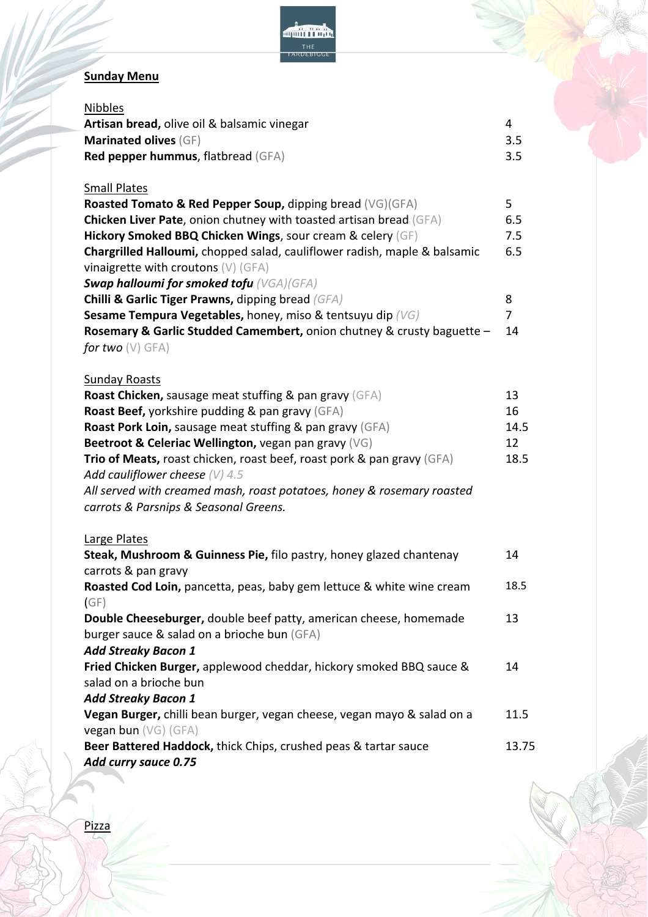## Sunday Menu

### Nibbles

| Item | Price |
|---|---|
| **Artisan bread,** olive oil & balsamic vinegar | 4 |
| **Marinated olives** (GF) | 3.5 |
| **Red pepper hummus**, flatbread (GFA) | 3.5 |

### Small Plates

| Item | Price |
|---|---|
| **Roasted Tomato & Red Pepper Soup,** dipping bread (VG)(GFA) | 5 |
| **Chicken Liver Pate**, onion chutney with toasted artisan bread (GFA) | 6.5 |
| **Hickory Smoked BBQ Chicken Wings**, sour cream & celery (GF) | 7.5 |
| **Chargrilled Halloumi,** chopped salad, cauliflower radish, maple & balsamic vinaigrette with croutons (V) (GFA) | 6.5 |
| ***Swap halloumi for smoked tofu*** *(VGA)(GFA)* | |
| **Chilli & Garlic Tiger Prawns,** dipping bread *(GFA)* | 8 |
| **Sesame Tempura Vegetables,** honey, miso & tentsuyu dip *(VG)* | 7 |
| **Rosemary & Garlic Studded Camembert,** onion chutney & crusty baguette – *for two* (V) GFA) | 14 |

### Sunday Roasts

| Item | Price |
|---|---|
| **Roast Chicken,** sausage meat stuffing & pan gravy (GFA) | 13 |
| **Roast Beef,** yorkshire pudding & pan gravy (GFA) | 16 |
| **Roast Pork Loin,** sausage meat stuffing & pan gravy (GFA) | 14.5 |
| **Beetroot & Celeriac Wellington,** vegan pan gravy (VG) | 12 |
| **Trio of Meats,** roast chicken, roast beef, roast pork & pan gravy (GFA) | 18.5 |

*Add cauliflower cheese (V) 4.5*

*All served with creamed mash, roast potatoes, honey & rosemary roasted carrots & Parsnips & Seasonal Greens.*

### Large Plates

| Item | Price |
|---|---|
| **Steak, Mushroom & Guinness Pie,** filo pastry, honey glazed chantenay carrots & pan gravy | 14 |
| **Roasted Cod Loin,** pancetta, peas, baby gem lettuce & white wine cream (GF) | 18.5 |
| **Double Cheeseburger,** double beef patty, american cheese, homemade burger sauce & salad on a brioche bun (GFA) | 13 |
| ***Add Streaky Bacon 1*** | |
| **Fried Chicken Burger,** applewood cheddar, hickory smoked BBQ sauce & salad on a brioche bun | 14 |
| ***Add Streaky Bacon 1*** | |
| **Vegan Burger,** chilli bean burger, vegan cheese, vegan mayo & salad on a vegan bun (VG) (GFA) | 11.5 |
| **Beer Battered Haddock,** thick Chips, crushed peas & tartar sauce | 13.75 |
| ***Add curry sauce 0.75*** | |

### Pizza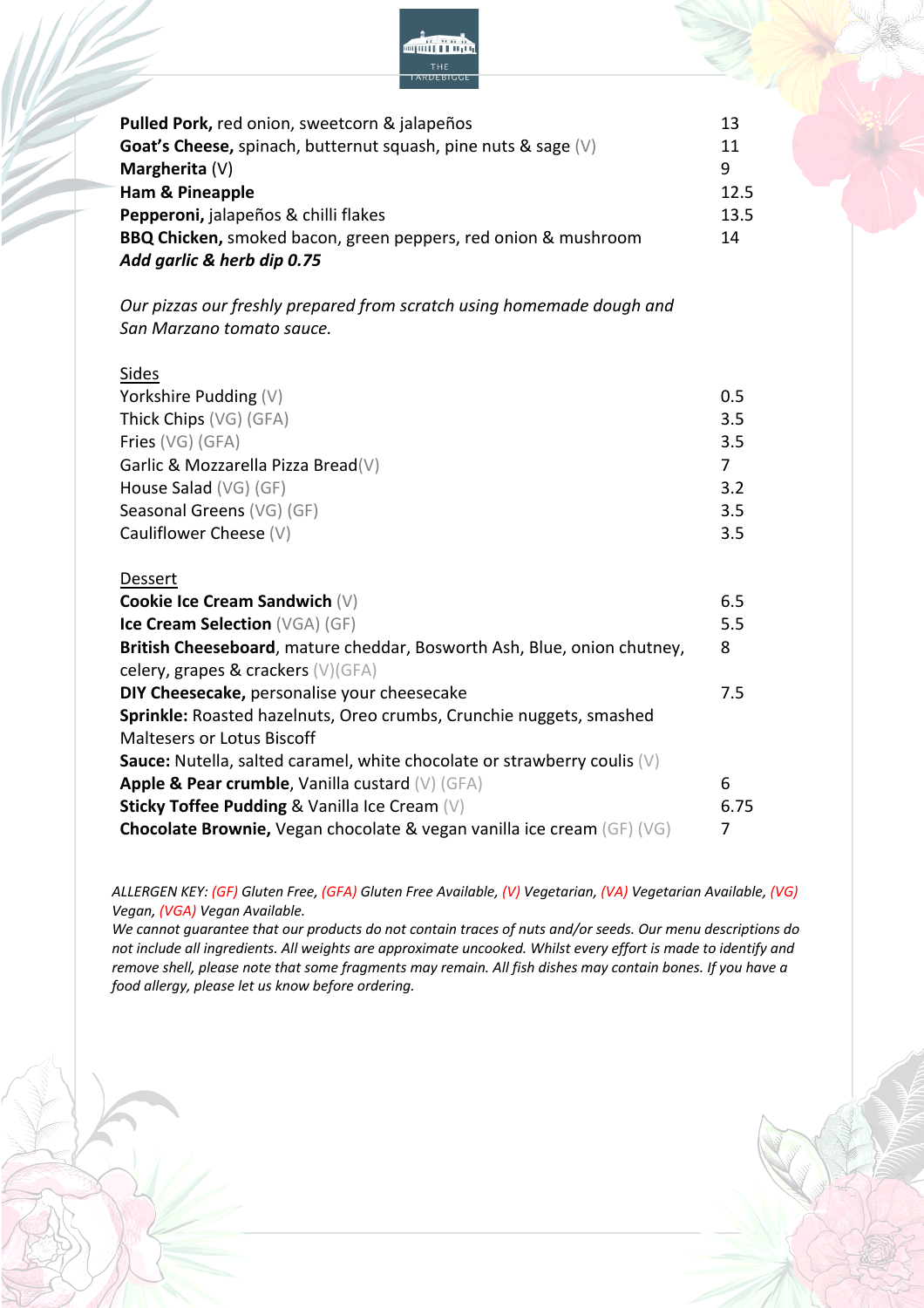| | |
|---|---|
| **Pulled Pork,** red onion, sweetcorn & jalapeños | 13 |
| **Goat's Cheese,** spinach, butternut squash, pine nuts & sage (V) | 11 |
| **Margherita** (V) | 9 |
| **Ham & Pineapple** | 12.5 |
| **Pepperoni,** jalapeños & chilli flakes | 13.5 |
| **BBQ Chicken,** smoked bacon, green peppers, red onion & mushroom | 14 |

***Add garlic & herb dip 0.75***

*Our pizzas our freshly prepared from scratch using homemade dough and San Marzano tomato sauce.*

## Sides

| | |
|---|---|
| Yorkshire Pudding (V) | 0.5 |
| Thick Chips (VG) (GFA) | 3.5 |
| Fries (VG) (GFA) | 3.5 |
| Garlic & Mozzarella Pizza Bread(V) | 7 |
| House Salad (VG) (GF) | 3.2 |
| Seasonal Greens (VG) (GF) | 3.5 |
| Cauliflower Cheese (V) | 3.5 |

## Dessert

| | |
|---|---|
| **Cookie Ice Cream Sandwich** (V) | 6.5 |
| **Ice Cream Selection** (VGA) (GF) | 5.5 |
| **British Cheeseboard**, mature cheddar, Bosworth Ash, Blue, onion chutney, celery, grapes & crackers (V)(GFA) | 8 |
| **DIY Cheesecake,** personalise your cheesecake<br>**Sprinkle:** Roasted hazelnuts, Oreo crumbs, Crunchie nuggets, smashed Maltesers or Lotus Biscoff<br>**Sauce:** Nutella, salted caramel, white chocolate or strawberry coulis (V) | 7.5 |
| **Apple & Pear crumble**, Vanilla custard (V) (GFA) | 6 |
| **Sticky Toffee Pudding** & Vanilla Ice Cream (V) | 6.75 |
| **Chocolate Brownie,** Vegan chocolate & vegan vanilla ice cream (GF) (VG) | 7 |

*ALLERGEN KEY: (GF) Gluten Free, (GFA) Gluten Free Available, (V) Vegetarian, (VA) Vegetarian Available, (VG) Vegan, (VGA) Vegan Available.*
*We cannot guarantee that our products do not contain traces of nuts and/or seeds. Our menu descriptions do not include all ingredients. All weights are approximate uncooked. Whilst every effort is made to identify and remove shell, please note that some fragments may remain. All fish dishes may contain bones. If you have a food allergy, please let us know before ordering.*